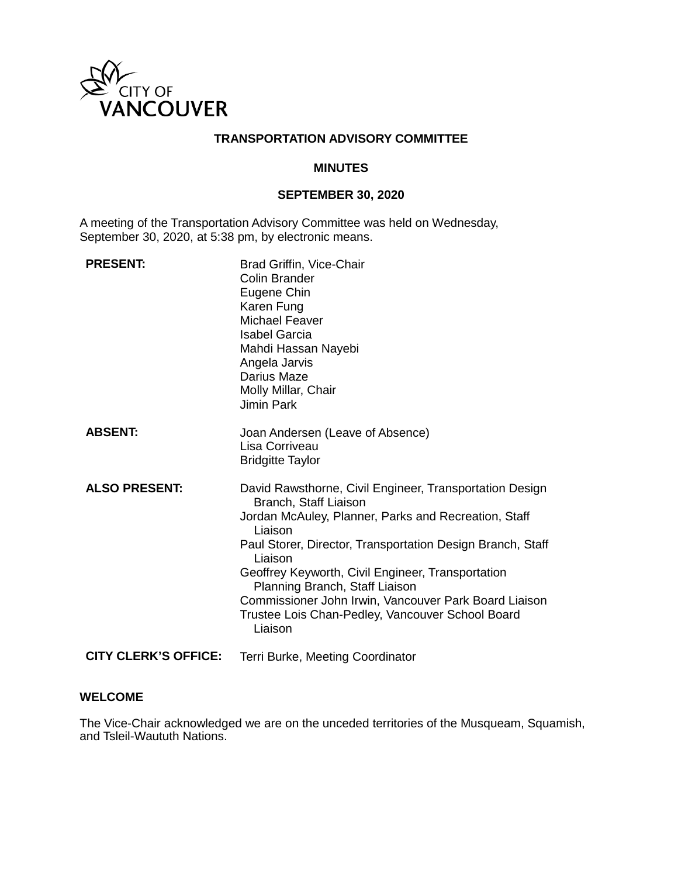CITY OF VANCOUVER

**TRANSPORTATION ADVISORY COMMITTEE**

**MINUTES**

**SEPTEMBER 30, 2020**

A meeting of the Transportation Advisory Committee was held on Wednesday, September 30, 2020, at 5:38 pm, by electronic means.

| | |
|---|---|
| **PRESENT:** | Brad Griffin, Vice-Chair<br>Colin Brander<br>Eugene Chin<br>Karen Fung<br>Michael Feaver<br>Isabel Garcia<br>Mahdi Hassan Nayebi<br>Angela Jarvis<br>Darius Maze<br>Molly Millar, Chair<br>Jimin Park |
| **ABSENT:** | Joan Andersen (Leave of Absence)<br>Lisa Corriveau<br>Bridgitte Taylor |
| **ALSO PRESENT:** | David Rawsthorne, Civil Engineer, Transportation Design Branch, Staff Liaison<br>Jordan McAuley, Planner, Parks and Recreation, Staff Liaison<br>Paul Storer, Director, Transportation Design Branch, Staff Liaison<br>Geoffrey Keyworth, Civil Engineer, Transportation Planning Branch, Staff Liaison<br>Commissioner John Irwin, Vancouver Park Board Liaison<br>Trustee Lois Chan-Pedley, Vancouver School Board Liaison |
| **CITY CLERK'S OFFICE:** | Terri Burke, Meeting Coordinator |

**WELCOME**

The Vice-Chair acknowledged we are on the unceded territories of the Musqueam, Squamish, and Tsleil-Waututh Nations.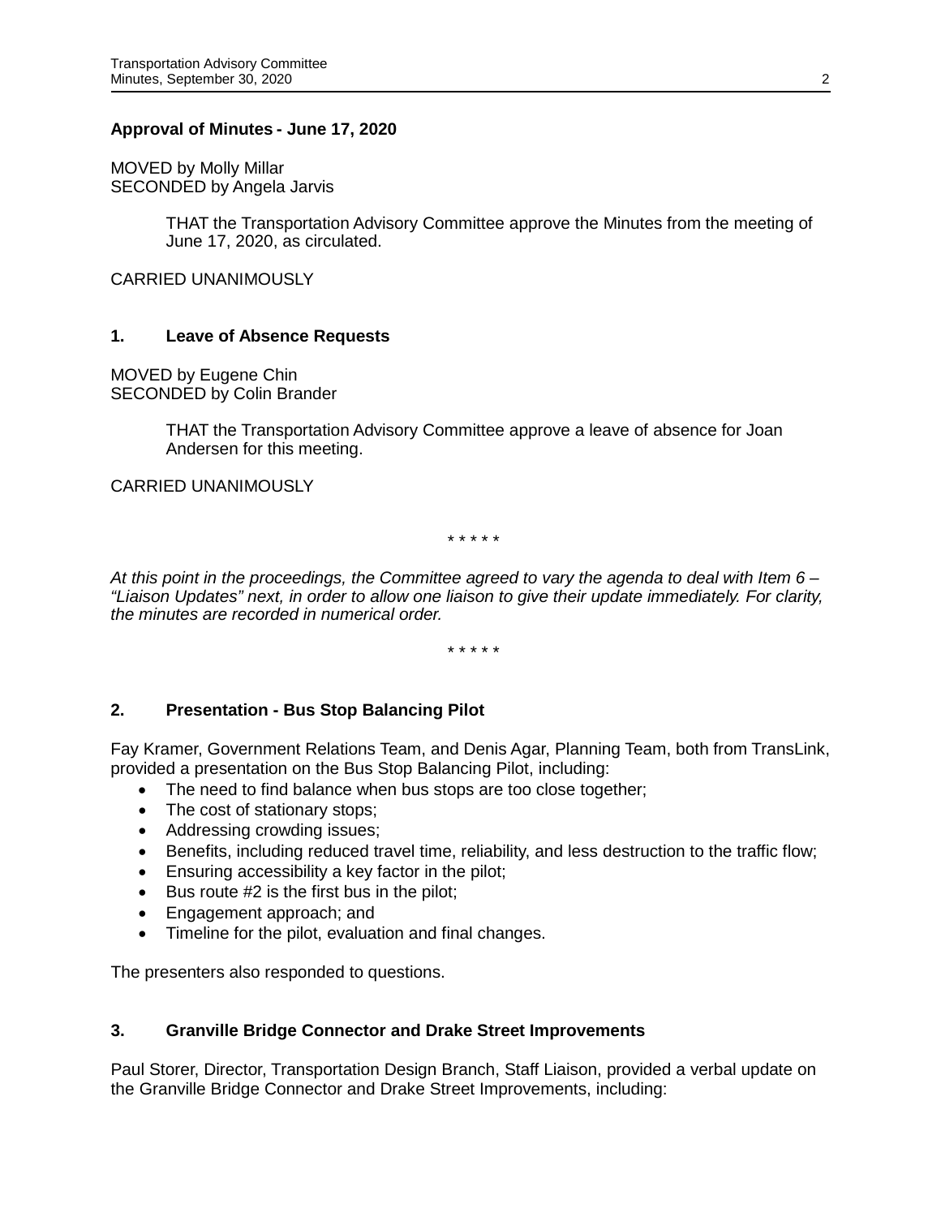**Approval of Minutes - June 17, 2020**

MOVED by Molly Millar
SECONDED by Angela Jarvis

> THAT the Transportation Advisory Committee approve the Minutes from the meeting of June 17, 2020, as circulated.

CARRIED UNANIMOUSLY

**1. Leave of Absence Requests**

MOVED by Eugene Chin
SECONDED by Colin Brander

> THAT the Transportation Advisory Committee approve a leave of absence for Joan Andersen for this meeting.

CARRIED UNANIMOUSLY

\* \* \* \* \*

*At this point in the proceedings, the Committee agreed to vary the agenda to deal with Item 6 – "Liaison Updates" next, in order to allow one liaison to give their update immediately. For clarity, the minutes are recorded in numerical order.*

\* \* \* \* \*

**2. Presentation - Bus Stop Balancing Pilot**

Fay Kramer, Government Relations Team, and Denis Agar, Planning Team, both from TransLink, provided a presentation on the Bus Stop Balancing Pilot, including:

- The need to find balance when bus stops are too close together;
- The cost of stationary stops;
- Addressing crowding issues;
- Benefits, including reduced travel time, reliability, and less destruction to the traffic flow;
- Ensuring accessibility a key factor in the pilot;
- Bus route #2 is the first bus in the pilot;
- Engagement approach; and
- Timeline for the pilot, evaluation and final changes.

The presenters also responded to questions.

**3. Granville Bridge Connector and Drake Street Improvements**

Paul Storer, Director, Transportation Design Branch, Staff Liaison, provided a verbal update on the Granville Bridge Connector and Drake Street Improvements, including: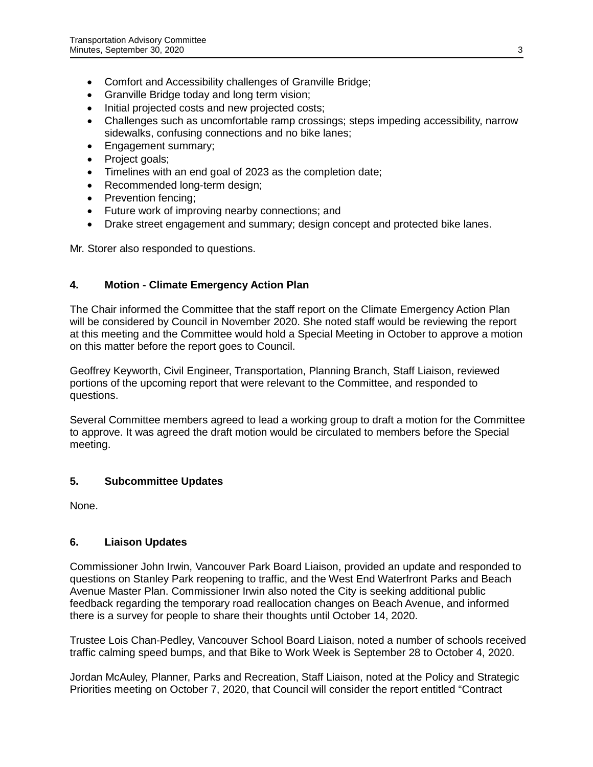- Comfort and Accessibility challenges of Granville Bridge;
- Granville Bridge today and long term vision;
- Initial projected costs and new projected costs;
- Challenges such as uncomfortable ramp crossings; steps impeding accessibility, narrow sidewalks, confusing connections and no bike lanes;
- Engagement summary;
- Project goals;
- Timelines with an end goal of 2023 as the completion date;
- Recommended long-term design;
- Prevention fencing;
- Future work of improving nearby connections; and
- Drake street engagement and summary; design concept and protected bike lanes.

Mr. Storer also responded to questions.

### 4. Motion - Climate Emergency Action Plan

The Chair informed the Committee that the staff report on the Climate Emergency Action Plan will be considered by Council in November 2020. She noted staff would be reviewing the report at this meeting and the Committee would hold a Special Meeting in October to approve a motion on this matter before the report goes to Council.

Geoffrey Keyworth, Civil Engineer, Transportation, Planning Branch, Staff Liaison, reviewed portions of the upcoming report that were relevant to the Committee, and responded to questions.

Several Committee members agreed to lead a working group to draft a motion for the Committee to approve. It was agreed the draft motion would be circulated to members before the Special meeting.

### 5. Subcommittee Updates

None.

### 6. Liaison Updates

Commissioner John Irwin, Vancouver Park Board Liaison, provided an update and responded to questions on Stanley Park reopening to traffic, and the West End Waterfront Parks and Beach Avenue Master Plan. Commissioner Irwin also noted the City is seeking additional public feedback regarding the temporary road reallocation changes on Beach Avenue, and informed there is a survey for people to share their thoughts until October 14, 2020.

Trustee Lois Chan-Pedley, Vancouver School Board Liaison, noted a number of schools received traffic calming speed bumps, and that Bike to Work Week is September 28 to October 4, 2020.

Jordan McAuley, Planner, Parks and Recreation, Staff Liaison, noted at the Policy and Strategic Priorities meeting on October 7, 2020, that Council will consider the report entitled "Contract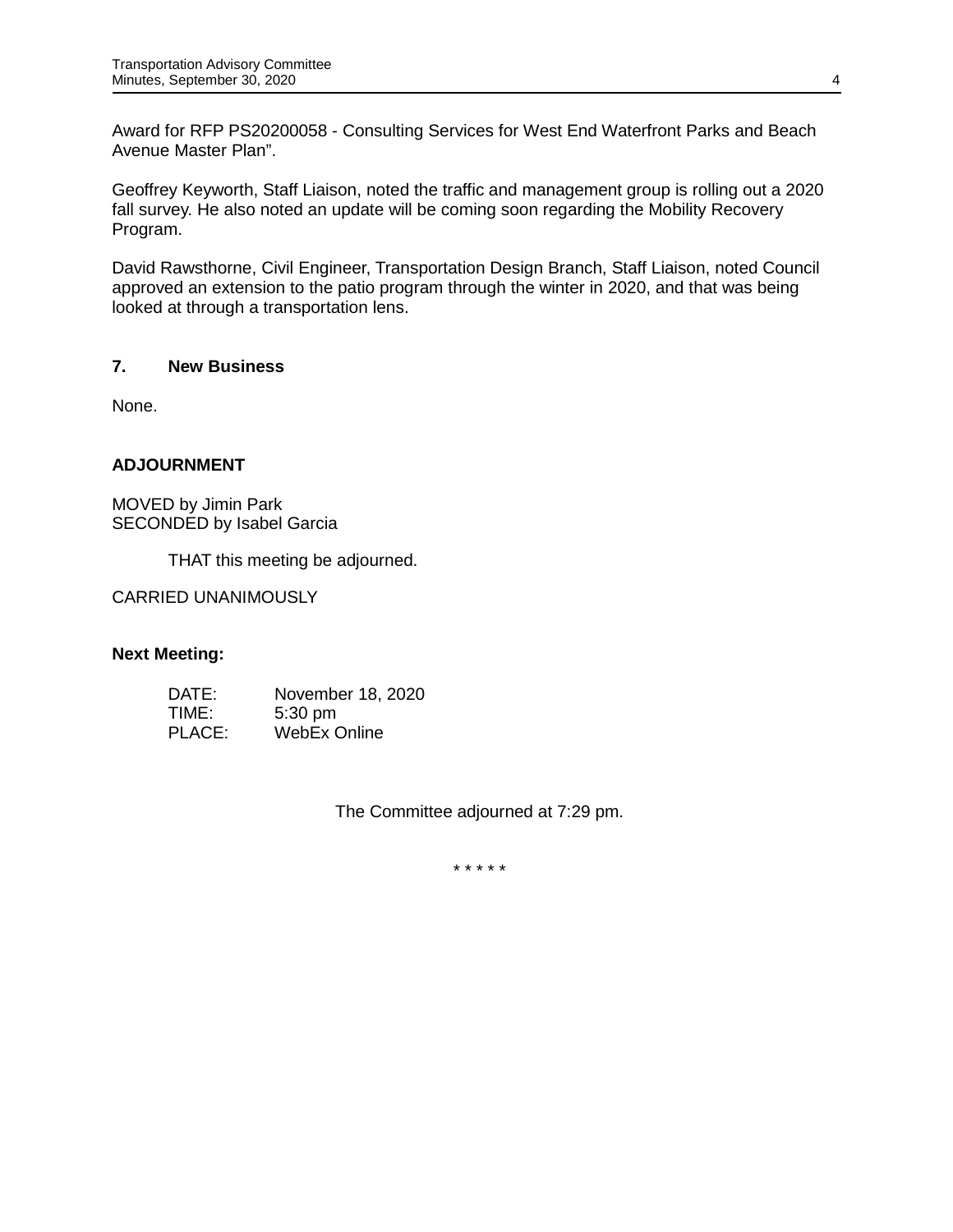Award for RFP PS20200058 - Consulting Services for West End Waterfront Parks and Beach Avenue Master Plan”.

Geoffrey Keyworth, Staff Liaison, noted the traffic and management group is rolling out a 2020 fall survey. He also noted an update will be coming soon regarding the Mobility Recovery Program.

David Rawsthorne, Civil Engineer, Transportation Design Branch, Staff Liaison, noted Council approved an extension to the patio program through the winter in 2020, and that was being looked at through a transportation lens.

## 7. New Business

None.

## ADJOURNMENT

MOVED by Jimin Park
SECONDED by Isabel Garcia

THAT this meeting be adjourned.

CARRIED UNANIMOUSLY

**Next Meeting:**

| | |
|---|---|
| DATE: | November 18, 2020 |
| TIME: | 5:30 pm |
| PLACE: | WebEx Online |

The Committee adjourned at 7:29 pm.

\* \* \* \* \*